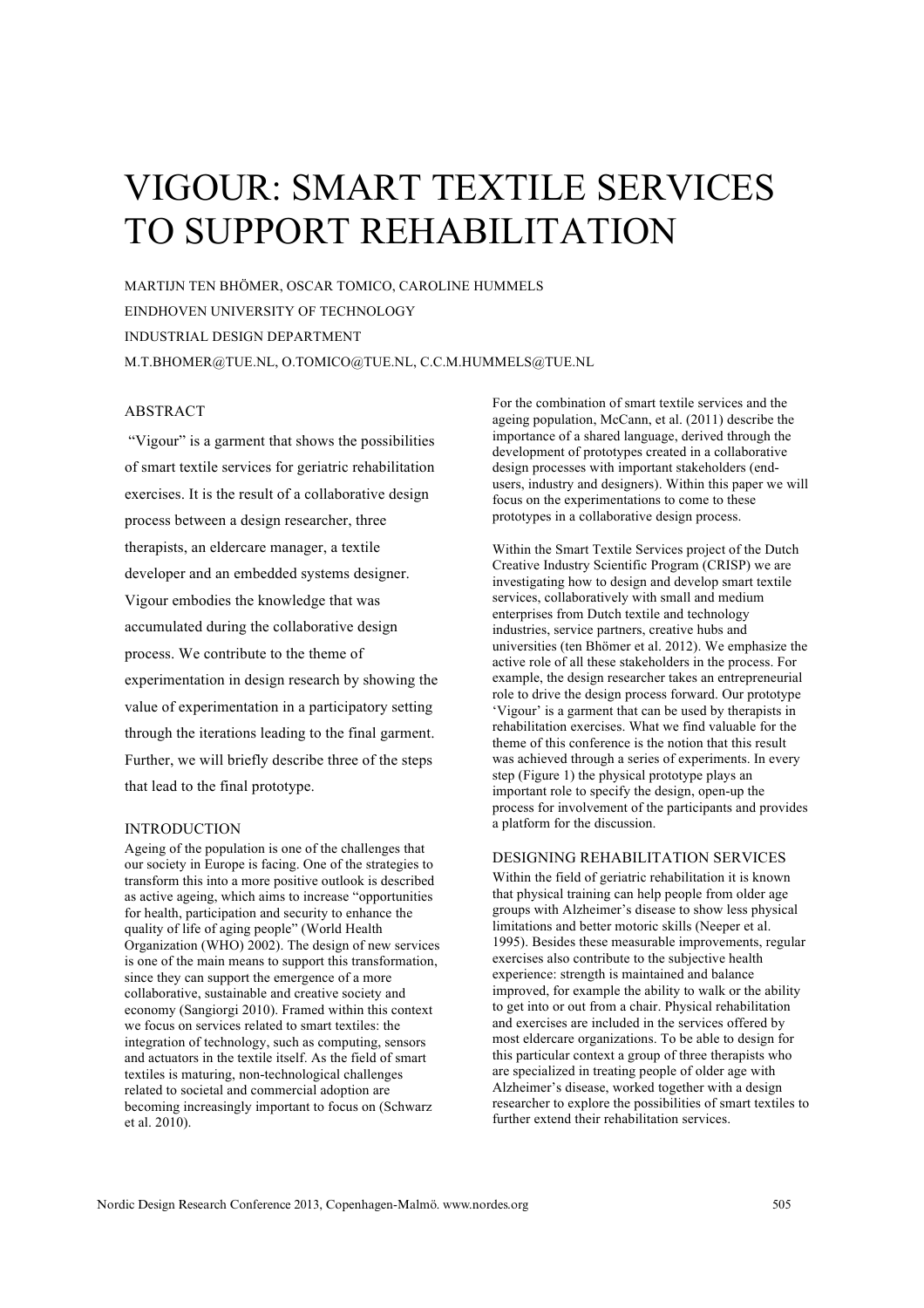# VIGOUR: SMART TEXTILE SERVICES TO SUPPORT REHABILITATION

MARTIJN TEN BHÖMER, OSCAR TOMICO, CAROLINE HUMMELS

EINDHOVEN UNIVERSITY OF TECHNOLOGY

INDUSTRIAL DESIGN DEPARTMENT

M.T.BHOMER@TUE.NL, O.TOMICO@TUE.NL, C.C.M.HUMMELS@TUE.NL

## ABSTRACT

"Vigour" is a garment that shows the possibilities of smart textile services for geriatric rehabilitation exercises. It is the result of a collaborative design process between a design researcher, three therapists, an eldercare manager, a textile developer and an embedded systems designer. Vigour embodies the knowledge that was accumulated during the collaborative design process. We contribute to the theme of experimentation in design research by showing the value of experimentation in a participatory setting through the iterations leading to the final garment. Further, we will briefly describe three of the steps that lead to the final prototype.

## INTRODUCTION

Ageing of the population is one of the challenges that our society in Europe is facing. One of the strategies to transform this into a more positive outlook is described as active ageing, which aims to increase "opportunities for health, participation and security to enhance the quality of life of aging people" (World Health Organization (WHO) 2002). The design of new services is one of the main means to support this transformation, since they can support the emergence of a more collaborative, sustainable and creative society and economy (Sangiorgi 2010). Framed within this context we focus on services related to smart textiles: the integration of technology, such as computing, sensors and actuators in the textile itself. As the field of smart textiles is maturing, non-technological challenges related to societal and commercial adoption are becoming increasingly important to focus on (Schwarz et al. 2010).

For the combination of smart textile services and the ageing population, McCann, et al. (2011) describe the importance of a shared language, derived through the development of prototypes created in a collaborative design processes with important stakeholders (end-users, industry and designers). Within this paper we will focus on the experimentations to come to these prototypes in a collaborative design process.

Within the Smart Textile Services project of the Dutch Creative Industry Scientific Program (CRISP) we are investigating how to design and develop smart textile services, collaboratively with small and medium enterprises from Dutch textile and technology industries, service partners, creative hubs and universities (ten Bhömer et al. 2012). We emphasize the active role of all these stakeholders in the process. For example, the design researcher takes an entrepreneurial role to drive the design process forward. Our prototype 'Vigour' is a garment that can be used by therapists in rehabilitation exercises. What we find valuable for the theme of this conference is the notion that this result was achieved through a series of experiments. In every step (Figure 1) the physical prototype plays an important role to specify the design, open-up the process for involvement of the participants and provides a platform for the discussion.

## DESIGNING REHABILITATION SERVICES

Within the field of geriatric rehabilitation it is known that physical training can help people from older age groups with Alzheimer's disease to show less physical limitations and better motoric skills (Neeper et al. 1995). Besides these measurable improvements, regular exercises also contribute to the subjective health experience: strength is maintained and balance improved, for example the ability to walk or the ability to get into or out from a chair. Physical rehabilitation and exercises are included in the services offered by most eldercare organizations. To be able to design for this particular context a group of three therapists who are specialized in treating people of older age with Alzheimer's disease, worked together with a design researcher to explore the possibilities of smart textiles to further extend their rehabilitation services.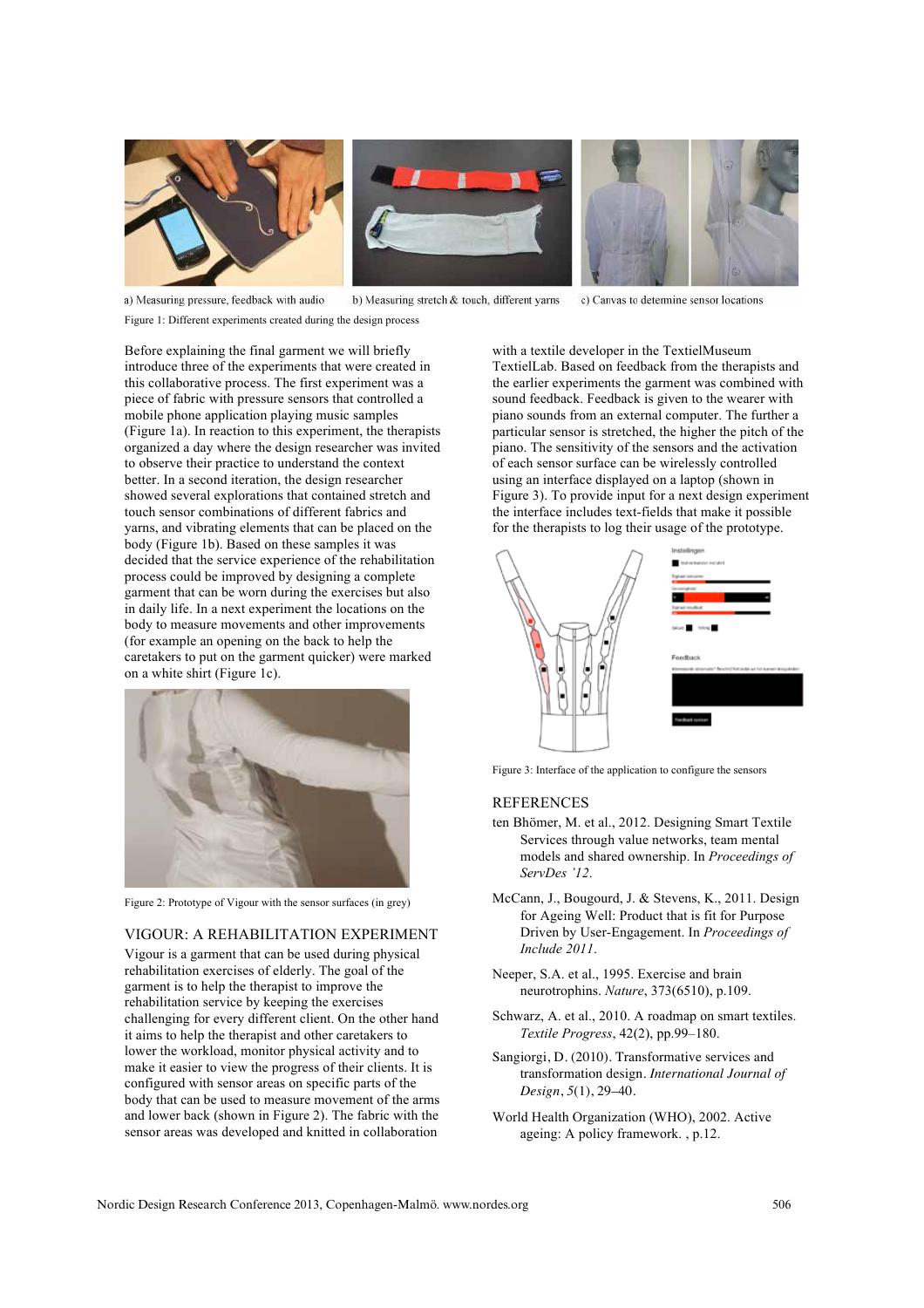a) Measuring pressure, feedback with audio

b) Measuring stretch & touch, different yarns

c) Canvas to determine sensor locations

Figure 1: Different experiments created during the design process

Before explaining the final garment we will briefly introduce three of the experiments that were created in this collaborative process. The first experiment was a piece of fabric with pressure sensors that controlled a mobile phone application playing music samples (Figure 1a). In reaction to this experiment, the therapists organized a day where the design researcher was invited to observe their practice to understand the context better. In a second iteration, the design researcher showed several explorations that contained stretch and touch sensor combinations of different fabrics and yarns, and vibrating elements that can be placed on the body (Figure 1b). Based on these samples it was decided that the service experience of the rehabilitation process could be improved by designing a complete garment that can be worn during the exercises but also in daily life. In a next experiment the locations on the body to measure movements and other improvements (for example an opening on the back to help the caretakers to put on the garment quicker) were marked on a white shirt (Figure 1c).

Figure 2: Prototype of Vigour with the sensor surfaces (in grey)

## VIGOUR: A REHABILITATION EXPERIMENT

Vigour is a garment that can be used during physical rehabilitation exercises of elderly. The goal of the garment is to help the therapist to improve the rehabilitation service by keeping the exercises challenging for every different client. On the other hand it aims to help the therapist and other caretakers to lower the workload, monitor physical activity and to make it easier to view the progress of their clients. It is configured with sensor areas on specific parts of the body that can be used to measure movement of the arms and lower back (shown in Figure 2). The fabric with the sensor areas was developed and knitted in collaboration with a textile developer in the TextielMuseum TextielLab. Based on feedback from the therapists and the earlier experiments the garment was combined with sound feedback. Feedback is given to the wearer with piano sounds from an external computer. The further a particular sensor is stretched, the higher the pitch of the piano. The sensitivity of the sensors and the activation of each sensor surface can be wirelessly controlled using an interface displayed on a laptop (shown in Figure 3). To provide input for a next design experiment the interface includes text-fields that make it possible for the therapists to log their usage of the prototype.

Figure 3: Interface of the application to configure the sensors

## REFERENCES

ten Bhömer, M. et al., 2012. Designing Smart Textile Services through value networks, team mental models and shared ownership. In *Proceedings of ServDes '12*.

McCann, J., Bougourd, J. & Stevens, K., 2011. Design for Ageing Well: Product that is fit for Purpose Driven by User-Engagement. In *Proceedings of Include 2011*.

Neeper, S.A. et al., 1995. Exercise and brain neurotrophins. *Nature*, 373(6510), p.109.

Schwarz, A. et al., 2010. A roadmap on smart textiles. *Textile Progress*, 42(2), pp.99–180.

Sangiorgi, D. (2010). Transformative services and transformation design. *International Journal of Design*, *5*(1), 29–40.

World Health Organization (WHO), 2002. Active ageing: A policy framework. , p.12.